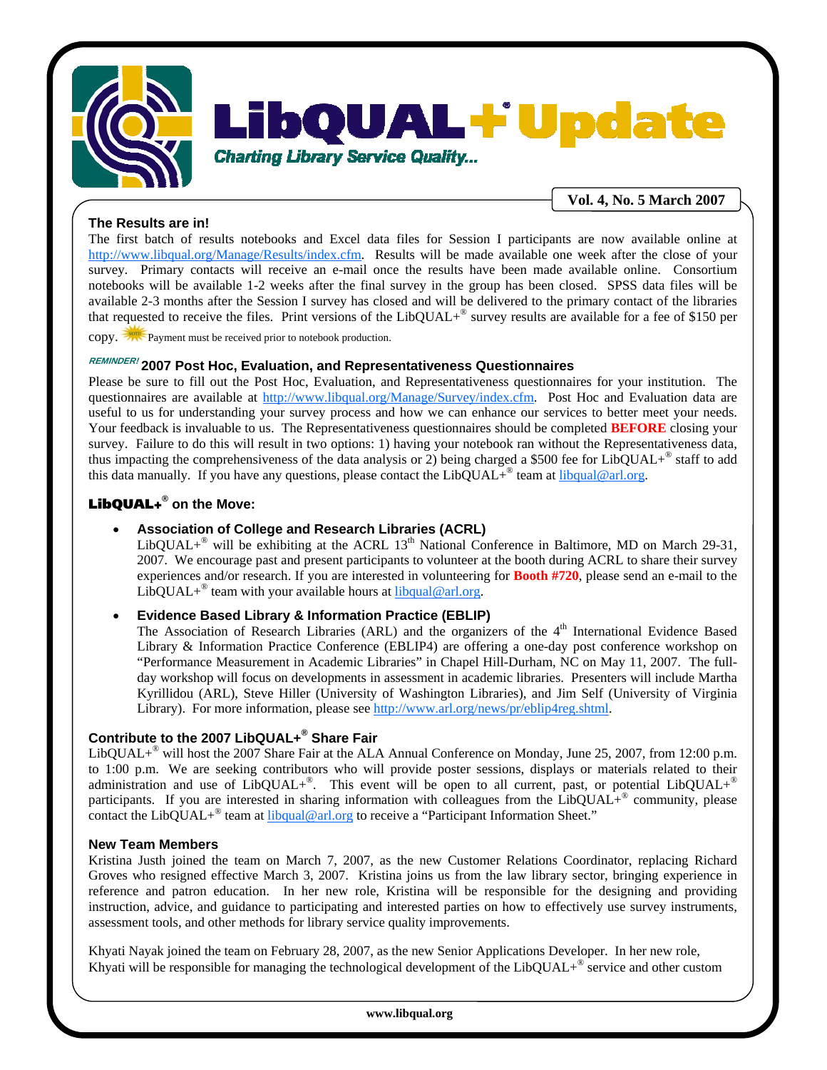# LibQUAL+® Update

*Charting Library Service Quality...*

**Vol. 4, No. 5 March 2007**

### The Results are in!

The first batch of results notebooks and Excel data files for Session I participants are now available online at http://www.libqual.org/Manage/Results/index.cfm. Results will be made available one week after the close of your survey. Primary contacts will receive an e-mail once the results have been made available online. Consortium notebooks will be available 1-2 weeks after the final survey in the group has been closed. SPSS data files will be available 2-3 months after the Session I survey has closed and will be delivered to the primary contact of the libraries that requested to receive the files. Print versions of the LibQUAL+® survey results are available for a fee of $150 per copy. NOTE: Payment must be received prior to notebook production.

### *REMINDER!* 2007 Post Hoc, Evaluation, and Representativeness Questionnaires

Please be sure to fill out the Post Hoc, Evaluation, and Representativeness questionnaires for your institution. The questionnaires are available at http://www.libqual.org/Manage/Survey/index.cfm. Post Hoc and Evaluation data are useful to us for understanding your survey process and how we can enhance our services to better meet your needs. Your feedback is invaluable to us. The Representativeness questionnaires should be completed **BEFORE** closing your survey. Failure to do this will result in two options: 1) having your notebook ran without the Representativeness data, thus impacting the comprehensiveness of the data analysis or 2) being charged a $500 fee for LibQUAL+® staff to add this data manually. If you have any questions, please contact the LibQUAL+® team at libqual@arl.org.

### LibQUAL+® on the Move:

- **Association of College and Research Libraries (ACRL)**
  LibQUAL+® will be exhibiting at the ACRL 13th National Conference in Baltimore, MD on March 29-31, 2007. We encourage past and present participants to volunteer at the booth during ACRL to share their survey experiences and/or research. If you are interested in volunteering for **Booth #720**, please send an e-mail to the LibQUAL+® team with your available hours at libqual@arl.org.

- **Evidence Based Library & Information Practice (EBLIP)**
  The Association of Research Libraries (ARL) and the organizers of the 4th International Evidence Based Library & Information Practice Conference (EBLIP4) are offering a one-day post conference workshop on "Performance Measurement in Academic Libraries" in Chapel Hill-Durham, NC on May 11, 2007. The full-day workshop will focus on developments in assessment in academic libraries. Presenters will include Martha Kyrillidou (ARL), Steve Hiller (University of Washington Libraries), and Jim Self (University of Virginia Library). For more information, please see http://www.arl.org/news/pr/eblip4reg.shtml.

### Contribute to the 2007 LibQUAL+® Share Fair

LibQUAL+® will host the 2007 Share Fair at the ALA Annual Conference on Monday, June 25, 2007, from 12:00 p.m. to 1:00 p.m. We are seeking contributors who will provide poster sessions, displays or materials related to their administration and use of LibQUAL+®. This event will be open to all current, past, or potential LibQUAL+® participants. If you are interested in sharing information with colleagues from the LibQUAL+® community, please contact the LibQUAL+® team at libqual@arl.org to receive a "Participant Information Sheet."

### New Team Members

Kristina Justh joined the team on March 7, 2007, as the new Customer Relations Coordinator, replacing Richard Groves who resigned effective March 3, 2007. Kristina joins us from the law library sector, bringing experience in reference and patron education. In her new role, Kristina will be responsible for the designing and providing instruction, advice, and guidance to participating and interested parties on how to effectively use survey instruments, assessment tools, and other methods for library service quality improvements.

Khyati Nayak joined the team on February 28, 2007, as the new Senior Applications Developer. In her new role, Khyati will be responsible for managing the technological development of the LibQUAL+® service and other custom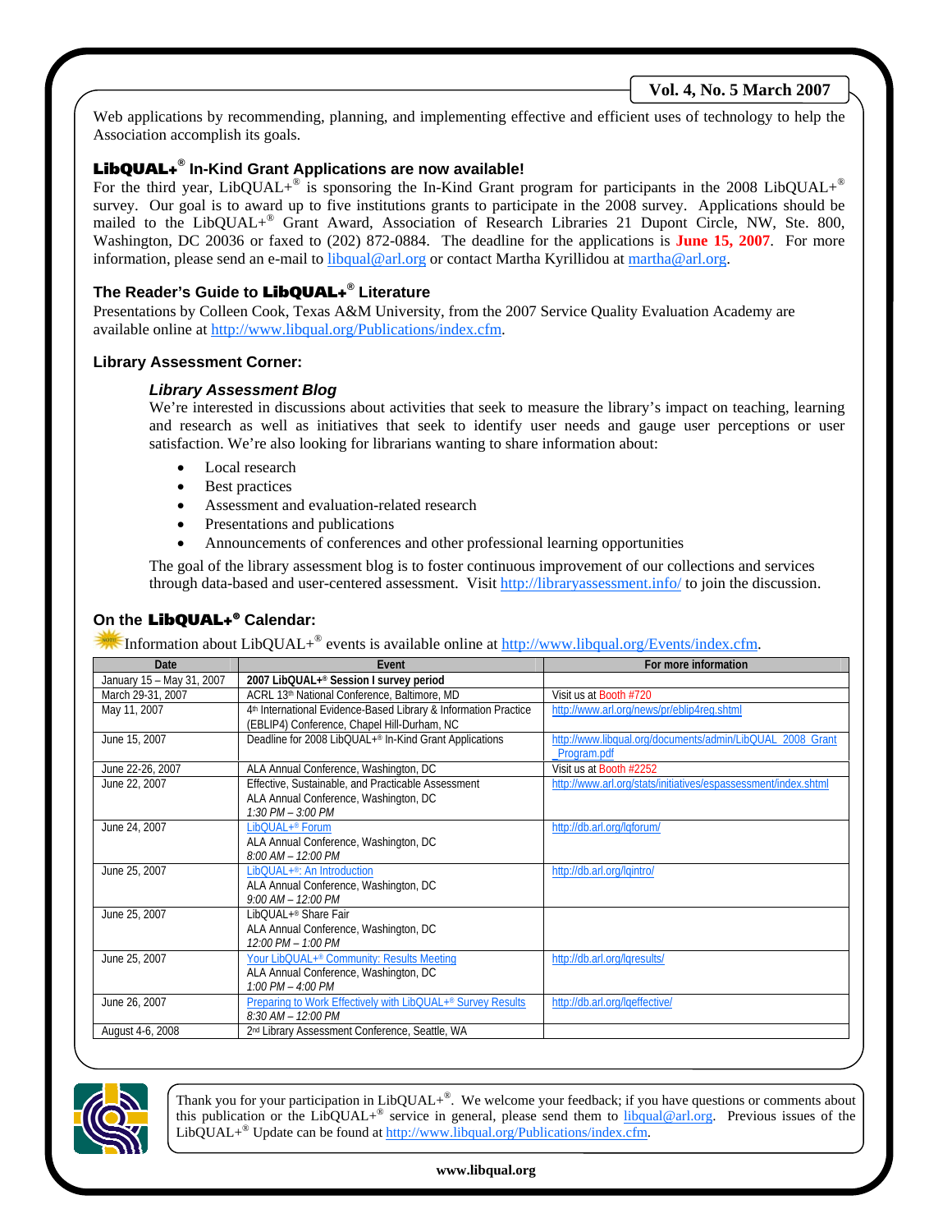Web applications by recommending, planning, and implementing effective and efficient uses of technology to help the Association accomplish its goals.

### LibQUAL+® In-Kind Grant Applications are now available!

For the third year, LibQUAL+® is sponsoring the In-Kind Grant program for participants in the 2008 LibQUAL+® survey. Our goal is to award up to five institutions grants to participate in the 2008 survey. Applications should be mailed to the LibQUAL+® Grant Award, Association of Research Libraries 21 Dupont Circle, NW, Ste. 800, Washington, DC 20036 or faxed to (202) 872-0884. The deadline for the applications is **June 15, 2007**. For more information, please send an e-mail to libqual@arl.org or contact Martha Kyrillidou at martha@arl.org.

### The Reader's Guide to LibQUAL+® Literature

Presentations by Colleen Cook, Texas A&M University, from the 2007 Service Quality Evaluation Academy are available online at http://www.libqual.org/Publications/index.cfm.

### Library Assessment Corner:

#### *Library Assessment Blog*

We're interested in discussions about activities that seek to measure the library's impact on teaching, learning and research as well as initiatives that seek to identify user needs and gauge user perceptions or user satisfaction. We're also looking for librarians wanting to share information about:

- Local research
- Best practices
- Assessment and evaluation-related research
- Presentations and publications
- Announcements of conferences and other professional learning opportunities

The goal of the library assessment blog is to foster continuous improvement of our collections and services through data-based and user-centered assessment. Visit http://libraryassessment.info/ to join the discussion.

### On the LibQUAL+® Calendar:

Information about LibQUAL+® events is available online at http://www.libqual.org/Events/index.cfm.

| Date | Event | For more information |
|---|---|---|
| January 15 – May 31, 2007 | **2007 LibQUAL+® Session I survey period** | |
| March 29-31, 2007 | ACRL 13th National Conference, Baltimore, MD | Visit us at Booth #720 |
| May 11, 2007 | 4th International Evidence-Based Library & Information Practice (EBLIP4) Conference, Chapel Hill-Durham, NC | http://www.arl.org/news/pr/eblip4reg.shtml |
| June 15, 2007 | Deadline for 2008 LibQUAL+® In-Kind Grant Applications | http://www.libqual.org/documents/admin/LibQUAL_2008_Grant_Program.pdf |
| June 22-26, 2007 | ALA Annual Conference, Washington, DC | Visit us at Booth #2252 |
| June 22, 2007 | Effective, Sustainable, and Practicable Assessment<br>ALA Annual Conference, Washington, DC<br>*1:30 PM – 3:00 PM* | http://www.arl.org/stats/initiatives/espassessment/index.shtml |
| June 24, 2007 | LibQUAL+® Forum<br>ALA Annual Conference, Washington, DC<br>*8:00 AM – 12:00 PM* | http://db.arl.org/lqforum/ |
| June 25, 2007 | LibQUAL+®: An Introduction<br>ALA Annual Conference, Washington, DC<br>*9:00 AM – 12:00 PM* | http://db.arl.org/lqintro/ |
| June 25, 2007 | LibQUAL+® Share Fair<br>ALA Annual Conference, Washington, DC<br>*12:00 PM – 1:00 PM* | |
| June 25, 2007 | Your LibQUAL+® Community: Results Meeting<br>ALA Annual Conference, Washington, DC<br>*1:00 PM – 4:00 PM* | http://db.arl.org/lqresults/ |
| June 26, 2007 | Preparing to Work Effectively with LibQUAL+® Survey Results<br>*8:30 AM – 12:00 PM* | http://db.arl.org/lqeffective/ |
| August 4-6, 2008 | 2nd Library Assessment Conference, Seattle, WA | |

Thank you for your participation in LibQUAL+®. We welcome your feedback; if you have questions or comments about this publication or the LibQUAL+® service in general, please send them to libqual@arl.org. Previous issues of the LibQUAL+® Update can be found at http://www.libqual.org/Publications/index.cfm.